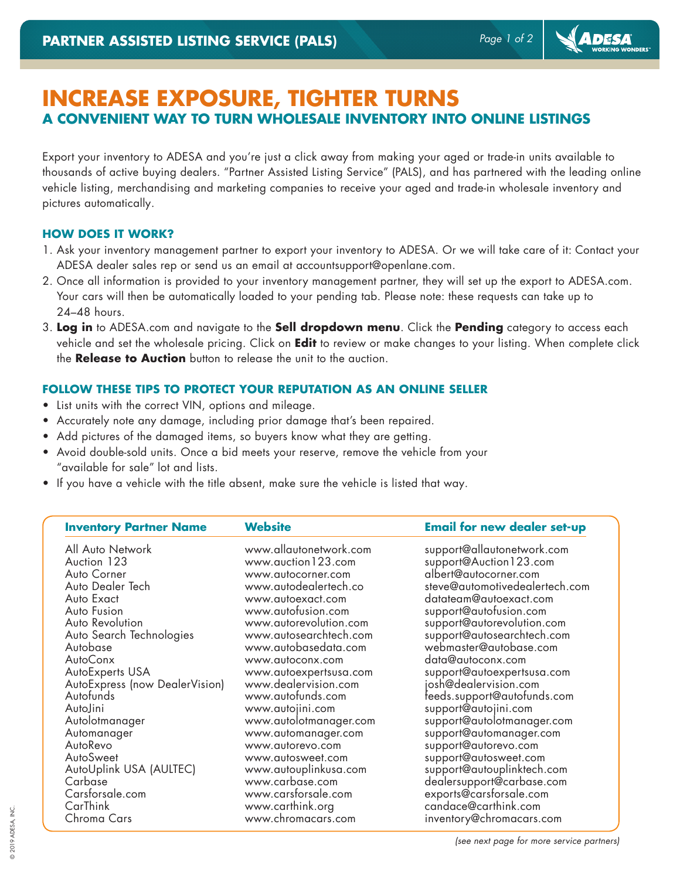# PARTNER ASSISTED LISTING SERVICE (PALS)

# INCREASE EXPOSURE, TIGHTER TURNS

## A CONVENIENT WAY TO TURN WHOLESALE INVENTORY INTO ONLINE LISTINGS

Export your inventory to ADESA and you're just a click away from making your aged or trade-in units available to thousands of active buying dealers. "Partner Assisted Listing Service" (PALS), and has partnered with the leading online vehicle listing, merchandising and marketing companies to receive your aged and trade-in wholesale inventory and pictures automatically.

### HOW DOES IT WORK?

1. Ask your inventory management partner to export your inventory to ADESA. Or we will take care of it: Contact your ADESA dealer sales rep or send us an email at accountsupport@openlane.com.
2. Once all information is provided to your inventory management partner, they will set up the export to ADESA.com. Your cars will then be automatically loaded to your pending tab. Please note: these requests can take up to 24–48 hours.
3. **Log in** to ADESA.com and navigate to the **Sell dropdown menu**. Click the **Pending** category to access each vehicle and set the wholesale pricing. Click on **Edit** to review or make changes to your listing. When complete click the **Release to Auction** button to release the unit to the auction.

### FOLLOW THESE TIPS TO PROTECT YOUR REPUTATION AS AN ONLINE SELLER

- List units with the correct VIN, options and mileage.
- Accurately note any damage, including prior damage that's been repaired.
- Add pictures of the damaged items, so buyers know what they are getting.
- Avoid double-sold units. Once a bid meets your reserve, remove the vehicle from your "available for sale" lot and lists.
- If you have a vehicle with the title absent, make sure the vehicle is listed that way.

| Inventory Partner Name | Website | Email for new dealer set-up |
|---|---|---|
| All Auto Network | www.allautonetwork.com | support@allautonetwork.com |
| Auction 123 | www.auction123.com | support@Auction123.com |
| Auto Corner | www.autocorner.com | albert@autocorner.com |
| Auto Dealer Tech | www.autodealertech.co | steve@automotivedealertech.com |
| Auto Exact | www.autoexact.com | datateam@autoexact.com |
| Auto Fusion | www.autofusion.com | support@autofusion.com |
| Auto Revolution | www.autorevolution.com | support@autorevolution.com |
| Auto Search Technologies | www.autosearchtech.com | support@autosearchtech.com |
| Autobase | www.autobasedata.com | webmaster@autobase.com |
| AutoConx | www.autoconx.com | data@autoconx.com |
| AutoExperts USA | www.autoexpertsusa.com | support@autoexpertsusa.com |
| AutoExpress (now DealerVision) | www.dealervision.com | josh@dealervision.com |
| Autofunds | www.autofunds.com | feeds.support@autofunds.com |
| AutoJini | www.autojini.com | support@autojini.com |
| Autolotmanager | www.autolotmanager.com | support@autolotmanager.com |
| Automanager | www.automanager.com | support@automanager.com |
| AutoRevo | www.autorevo.com | support@autorevo.com |
| AutoSweet | www.autosweet.com | support@autosweet.com |
| AutoUplink USA (AULTEC) | www.autouplinkusa.com | support@autouplinktech.com |
| Carbase | www.carbase.com | dealersupport@carbase.com |
| Carsforsale.com | www.carsforsale.com | exports@carsforsale.com |
| CarThink | www.carthink.org | candace@carthink.com |
| Chroma Cars | www.chromacars.com | inventory@chromacars.com |

*(see next page for more service partners)*

© 2019 ADESA, INC.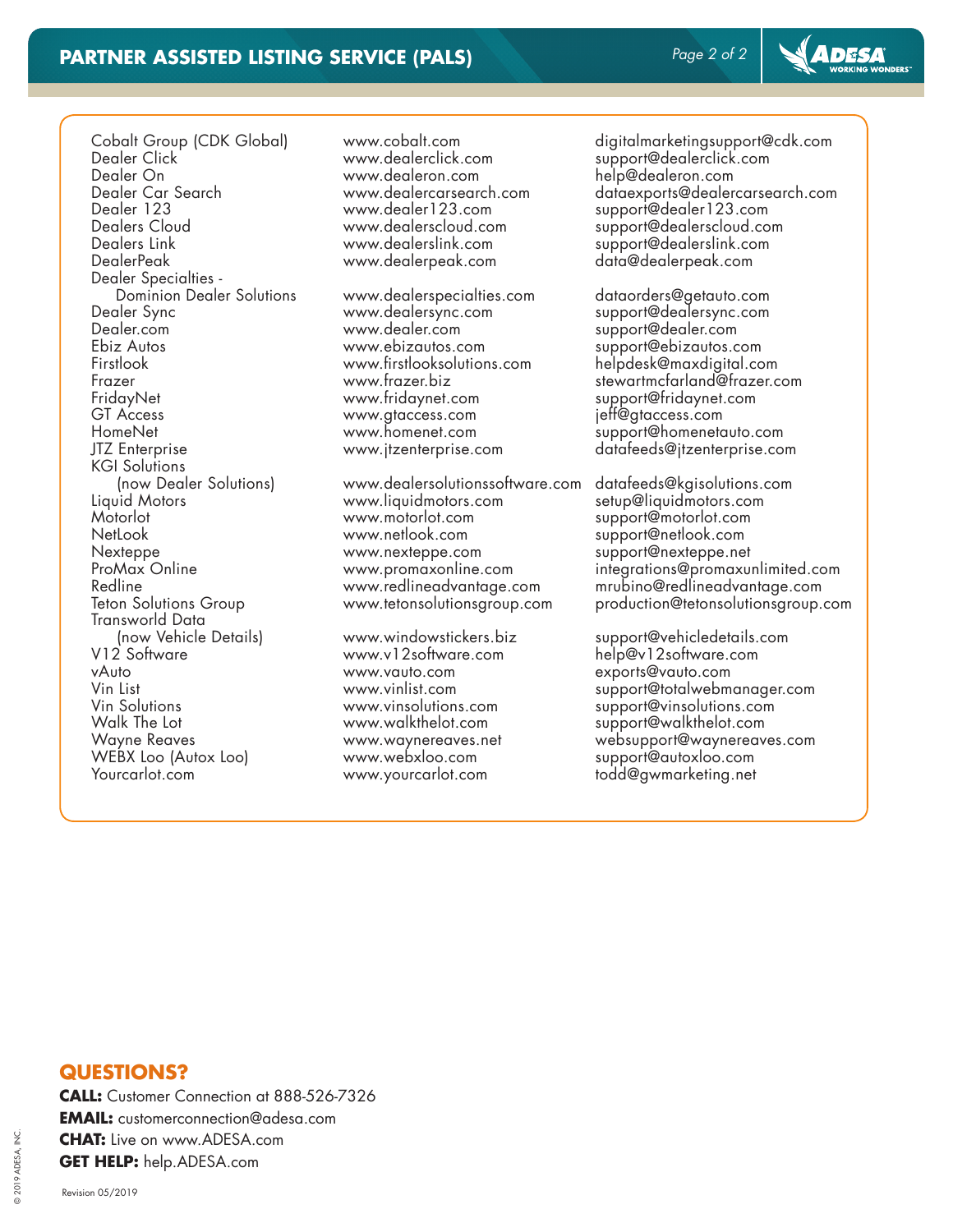# PARTNER ASSISTED LISTING SERVICE (PALS)

| | | |
|---|---|---|
| Cobalt Group (CDK Global) | www.cobalt.com | digitalmarketingsupport@cdk.com |
| Dealer Click | www.dealerclick.com | support@dealerclick.com |
| Dealer On | www.dealeron.com | help@dealeron.com |
| Dealer Car Search | www.dealercarsearch.com | dataexports@dealercarsearch.com |
| Dealer 123 | www.dealer123.com | support@dealer123.com |
| Dealers Cloud | www.dealerscloud.com | support@dealerscloud.com |
| Dealers Link | www.dealerslink.com | support@dealerslink.com |
| DealerPeak | www.dealerpeak.com | data@dealerpeak.com |
| Dealer Specialties - Dominion Dealer Solutions | www.dealerspecialties.com | dataorders@getauto.com |
| Dealer Sync | www.dealersync.com | support@dealersync.com |
| Dealer.com | www.dealer.com | support@dealer.com |
| Ebiz Autos | www.ebizautos.com | support@ebizautos.com |
| Firstlook | www.firstlooksolutions.com | helpdesk@maxdigital.com |
| Frazer | www.frazer.biz | stewartmcfarland@frazer.com |
| FridayNet | www.fridaynet.com | support@fridaynet.com |
| GT Access | www.gtaccess.com | jeff@gtaccess.com |
| HomeNet | www.homenet.com | support@homenetauto.com |
| JTZ Enterprise | www.jtzenterprise.com | datafeeds@jtzenterprise.com |
| KGI Solutions (now Dealer Solutions) | www.dealersolutionssoftware.com | datafeeds@kgisolutions.com |
| Liquid Motors | www.liquidmotors.com | setup@liquidmotors.com |
| Motorlot | www.motorlot.com | support@motorlot.com |
| NetLook | www.netlook.com | support@netlook.com |
| Nexteppe | www.nexteppe.com | support@nexteppe.net |
| ProMax Online | www.promaxonline.com | integrations@promaxunlimited.com |
| Redline | www.redlineadvantage.com | mrubino@redlineadvantage.com |
| Teton Solutions Group | www.tetonsolutionsgroup.com | production@tetonsolutionsgroup.com |
| Transworld Data (now Vehicle Details) | www.windowstickers.biz | support@vehicledetails.com |
| V12 Software | www.v12software.com | help@v12software.com |
| vAuto | www.vauto.com | exports@vauto.com |
| Vin List | www.vinlist.com | support@totalwebmanager.com |
| Vin Solutions | www.vinsolutions.com | support@vinsolutions.com |
| Walk The Lot | www.walkthelot.com | support@walkthelot.com |
| Wayne Reaves | www.waynereaves.net | websupport@waynereaves.com |
| WEBX Loo (Autox Loo) | www.webxloo.com | support@autoxloo.com |
| Yourcarlot.com | www.yourcarlot.com | todd@gwmarketing.net |

## QUESTIONS?

**CALL:** Customer Connection at 888-526-7326

**EMAIL:** customerconnection@adesa.com

**CHAT:** Live on www.ADESA.com

**GET HELP:** help.ADESA.com

Revision 05/2019

© 2019 ADESA, INC.